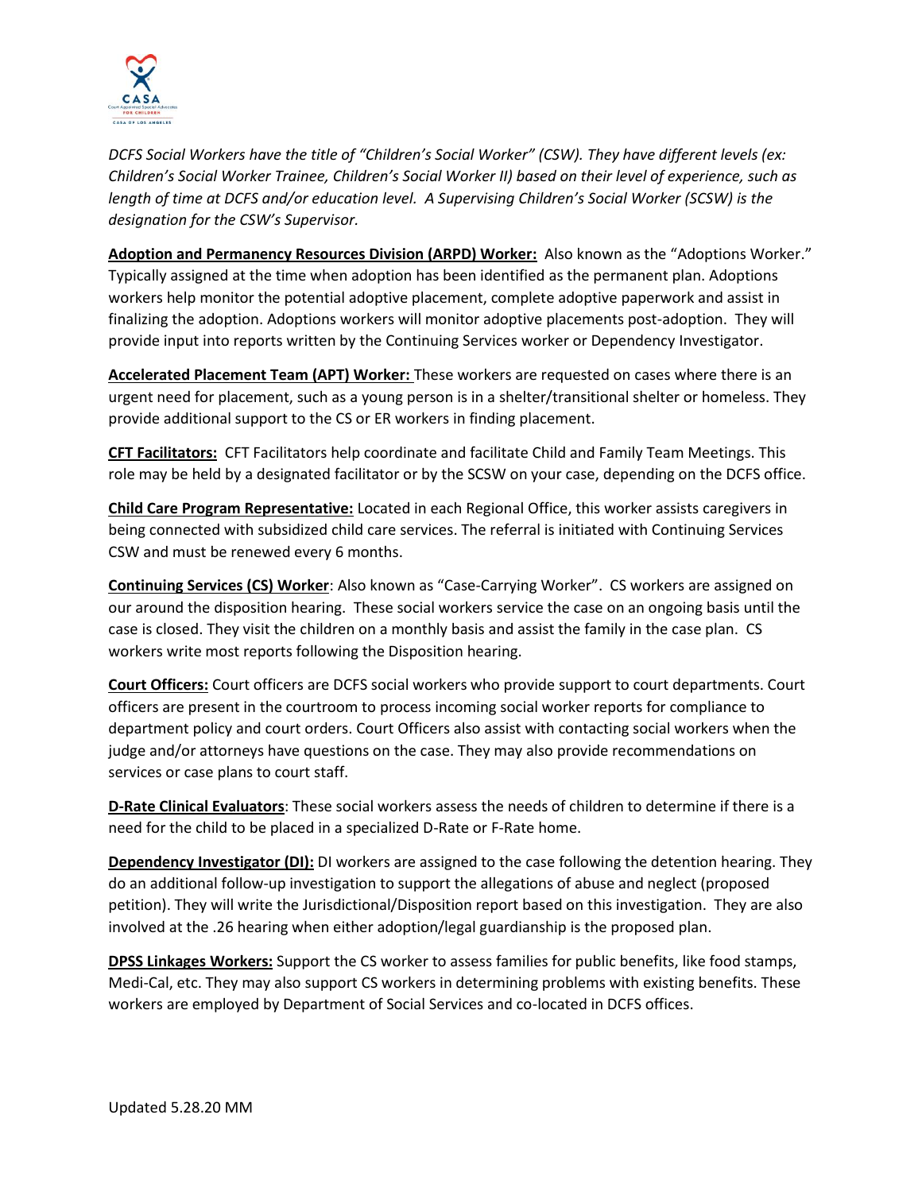*DCFS Social Workers have the title of "Children's Social Worker" (CSW). They have different levels (ex: Children's Social Worker Trainee, Children's Social Worker II) based on their level of experience, such as length of time at DCFS and/or education level. A Supervising Children's Social Worker (SCSW) is the designation for the CSW's Supervisor.*

**Adoption and Permanency Resources Division (ARPD) Worker:** Also known as the "Adoptions Worker." Typically assigned at the time when adoption has been identified as the permanent plan. Adoptions workers help monitor the potential adoptive placement, complete adoptive paperwork and assist in finalizing the adoption. Adoptions workers will monitor adoptive placements post-adoption. They will provide input into reports written by the Continuing Services worker or Dependency Investigator.

**Accelerated Placement Team (APT) Worker:** These workers are requested on cases where there is an urgent need for placement, such as a young person is in a shelter/transitional shelter or homeless. They provide additional support to the CS or ER workers in finding placement.

**CFT Facilitators:** CFT Facilitators help coordinate and facilitate Child and Family Team Meetings. This role may be held by a designated facilitator or by the SCSW on your case, depending on the DCFS office.

**Child Care Program Representative:** Located in each Regional Office, this worker assists caregivers in being connected with subsidized child care services. The referral is initiated with Continuing Services CSW and must be renewed every 6 months.

**Continuing Services (CS) Worker**: Also known as "Case-Carrying Worker". CS workers are assigned on our around the disposition hearing. These social workers service the case on an ongoing basis until the case is closed. They visit the children on a monthly basis and assist the family in the case plan. CS workers write most reports following the Disposition hearing.

**Court Officers:** Court officers are DCFS social workers who provide support to court departments. Court officers are present in the courtroom to process incoming social worker reports for compliance to department policy and court orders. Court Officers also assist with contacting social workers when the judge and/or attorneys have questions on the case. They may also provide recommendations on services or case plans to court staff.

**D-Rate Clinical Evaluators**: These social workers assess the needs of children to determine if there is a need for the child to be placed in a specialized D-Rate or F-Rate home.

**Dependency Investigator (DI):** DI workers are assigned to the case following the detention hearing. They do an additional follow-up investigation to support the allegations of abuse and neglect (proposed petition). They will write the Jurisdictional/Disposition report based on this investigation. They are also involved at the .26 hearing when either adoption/legal guardianship is the proposed plan.

**DPSS Linkages Workers:** Support the CS worker to assess families for public benefits, like food stamps, Medi-Cal, etc. They may also support CS workers in determining problems with existing benefits. These workers are employed by Department of Social Services and co-located in DCFS offices.

Updated 5.28.20 MM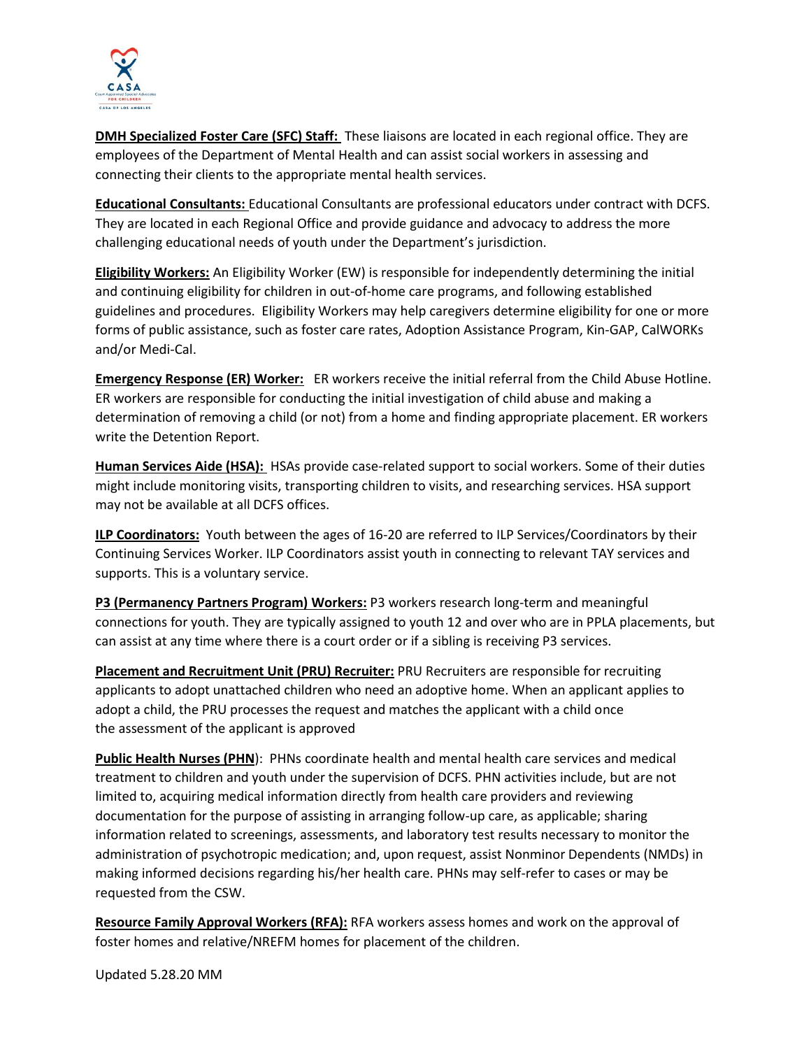**DMH Specialized Foster Care (SFC) Staff:** These liaisons are located in each regional office. They are employees of the Department of Mental Health and can assist social workers in assessing and connecting their clients to the appropriate mental health services.

**Educational Consultants:** Educational Consultants are professional educators under contract with DCFS. They are located in each Regional Office and provide guidance and advocacy to address the more challenging educational needs of youth under the Department's jurisdiction.

**Eligibility Workers:** An Eligibility Worker (EW) is responsible for independently determining the initial and continuing eligibility for children in out-of-home care programs, and following established guidelines and procedures. Eligibility Workers may help caregivers determine eligibility for one or more forms of public assistance, such as foster care rates, Adoption Assistance Program, Kin-GAP, CalWORKs and/or Medi-Cal.

**Emergency Response (ER) Worker:** ER workers receive the initial referral from the Child Abuse Hotline. ER workers are responsible for conducting the initial investigation of child abuse and making a determination of removing a child (or not) from a home and finding appropriate placement. ER workers write the Detention Report.

**Human Services Aide (HSA):** HSAs provide case-related support to social workers. Some of their duties might include monitoring visits, transporting children to visits, and researching services. HSA support may not be available at all DCFS offices.

**ILP Coordinators:** Youth between the ages of 16-20 are referred to ILP Services/Coordinators by their Continuing Services Worker. ILP Coordinators assist youth in connecting to relevant TAY services and supports. This is a voluntary service.

**P3 (Permanency Partners Program) Workers:** P3 workers research long-term and meaningful connections for youth. They are typically assigned to youth 12 and over who are in PPLA placements, but can assist at any time where there is a court order or if a sibling is receiving P3 services.

**Placement and Recruitment Unit (PRU) Recruiter:** PRU Recruiters are responsible for recruiting applicants to adopt unattached children who need an adoptive home. When an applicant applies to adopt a child, the PRU processes the request and matches the applicant with a child once the assessment of the applicant is approved

**Public Health Nurses (PHN)**: PHNs coordinate health and mental health care services and medical treatment to children and youth under the supervision of DCFS. PHN activities include, but are not limited to, acquiring medical information directly from health care providers and reviewing documentation for the purpose of assisting in arranging follow-up care, as applicable; sharing information related to screenings, assessments, and laboratory test results necessary to monitor the administration of psychotropic medication; and, upon request, assist Nonminor Dependents (NMDs) in making informed decisions regarding his/her health care. PHNs may self-refer to cases or may be requested from the CSW.

**Resource Family Approval Workers (RFA):** RFA workers assess homes and work on the approval of foster homes and relative/NREFM homes for placement of the children.

Updated 5.28.20 MM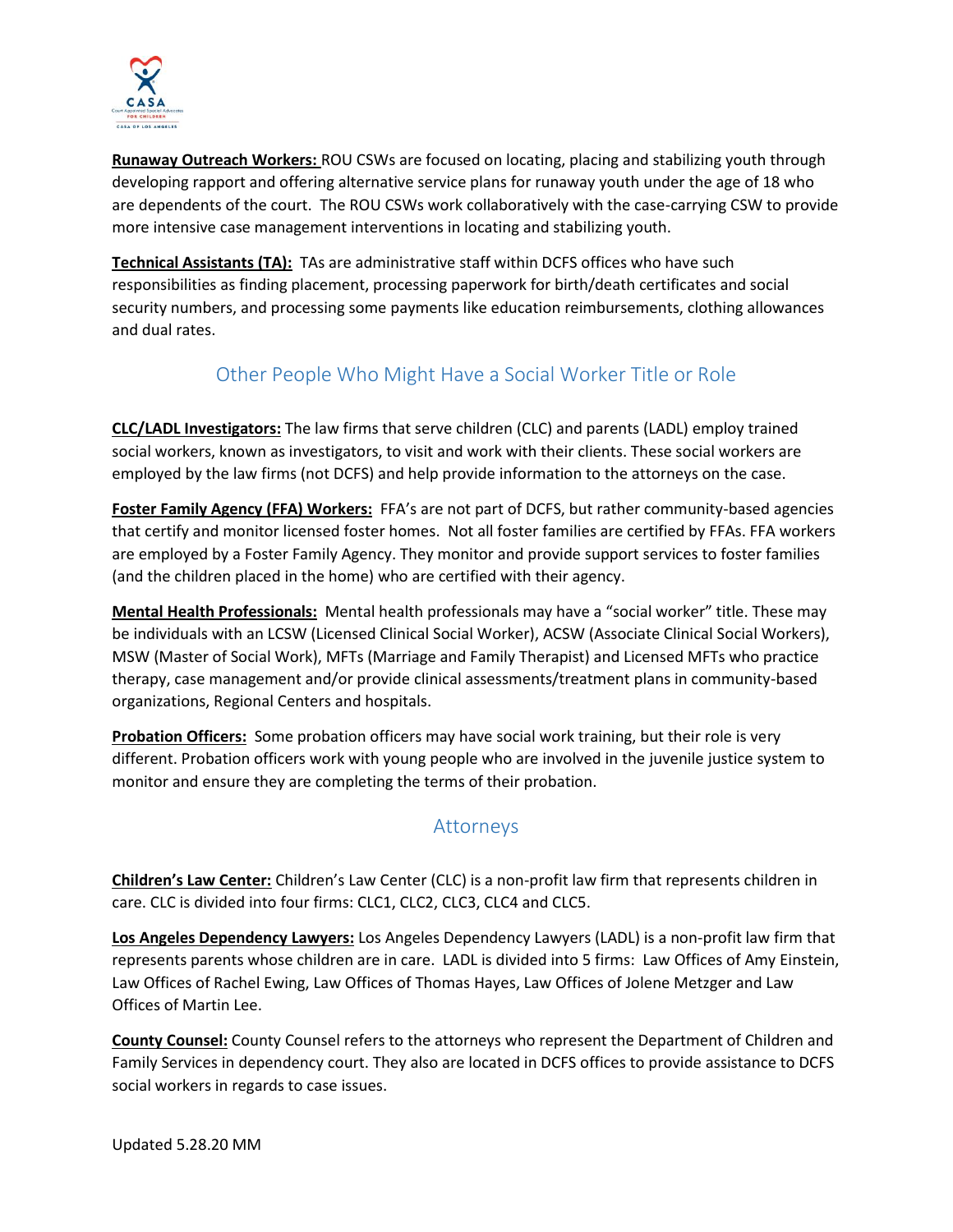**Runaway Outreach Workers:** ROU CSWs are focused on locating, placing and stabilizing youth through developing rapport and offering alternative service plans for runaway youth under the age of 18 who are dependents of the court. The ROU CSWs work collaboratively with the case-carrying CSW to provide more intensive case management interventions in locating and stabilizing youth.

**Technical Assistants (TA):** TAs are administrative staff within DCFS offices who have such responsibilities as finding placement, processing paperwork for birth/death certificates and social security numbers, and processing some payments like education reimbursements, clothing allowances and dual rates.

## Other People Who Might Have a Social Worker Title or Role

**CLC/LADL Investigators:** The law firms that serve children (CLC) and parents (LADL) employ trained social workers, known as investigators, to visit and work with their clients. These social workers are employed by the law firms (not DCFS) and help provide information to the attorneys on the case.

**Foster Family Agency (FFA) Workers:** FFA's are not part of DCFS, but rather community-based agencies that certify and monitor licensed foster homes. Not all foster families are certified by FFAs. FFA workers are employed by a Foster Family Agency. They monitor and provide support services to foster families (and the children placed in the home) who are certified with their agency.

**Mental Health Professionals:** Mental health professionals may have a "social worker" title. These may be individuals with an LCSW (Licensed Clinical Social Worker), ACSW (Associate Clinical Social Workers), MSW (Master of Social Work), MFTs (Marriage and Family Therapist) and Licensed MFTs who practice therapy, case management and/or provide clinical assessments/treatment plans in community-based organizations, Regional Centers and hospitals.

**Probation Officers:** Some probation officers may have social work training, but their role is very different. Probation officers work with young people who are involved in the juvenile justice system to monitor and ensure they are completing the terms of their probation.

## Attorneys

**Children's Law Center:** Children's Law Center (CLC) is a non-profit law firm that represents children in care. CLC is divided into four firms: CLC1, CLC2, CLC3, CLC4 and CLC5.

**Los Angeles Dependency Lawyers:** Los Angeles Dependency Lawyers (LADL) is a non-profit law firm that represents parents whose children are in care. LADL is divided into 5 firms: Law Offices of Amy Einstein, Law Offices of Rachel Ewing, Law Offices of Thomas Hayes, Law Offices of Jolene Metzger and Law Offices of Martin Lee.

**County Counsel:** County Counsel refers to the attorneys who represent the Department of Children and Family Services in dependency court. They also are located in DCFS offices to provide assistance to DCFS social workers in regards to case issues.

Updated 5.28.20 MM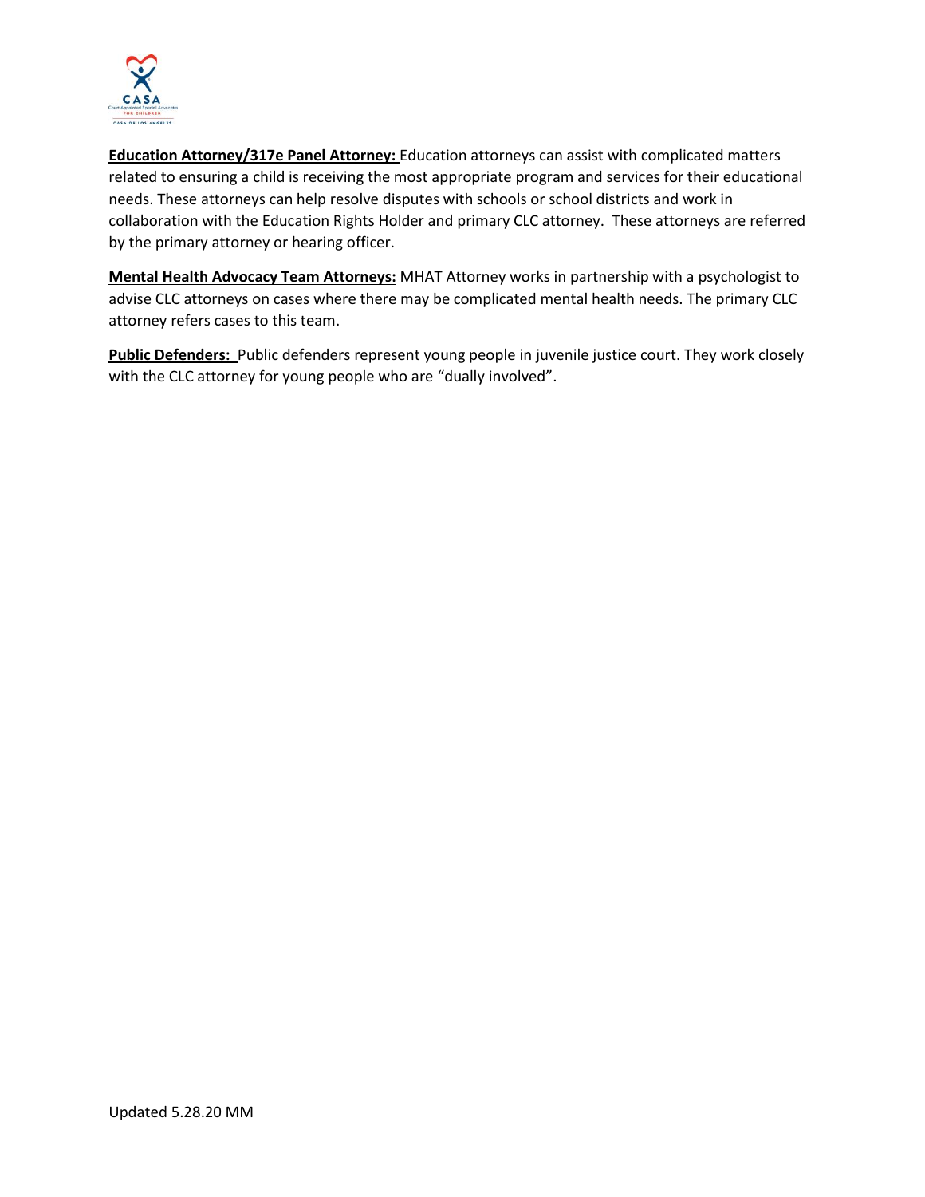**Education Attorney/317e Panel Attorney:** Education attorneys can assist with complicated matters related to ensuring a child is receiving the most appropriate program and services for their educational needs. These attorneys can help resolve disputes with schools or school districts and work in collaboration with the Education Rights Holder and primary CLC attorney. These attorneys are referred by the primary attorney or hearing officer.

**Mental Health Advocacy Team Attorneys:** MHAT Attorney works in partnership with a psychologist to advise CLC attorneys on cases where there may be complicated mental health needs. The primary CLC attorney refers cases to this team.

**Public Defenders:** Public defenders represent young people in juvenile justice court. They work closely with the CLC attorney for young people who are "dually involved".

Updated 5.28.20 MM